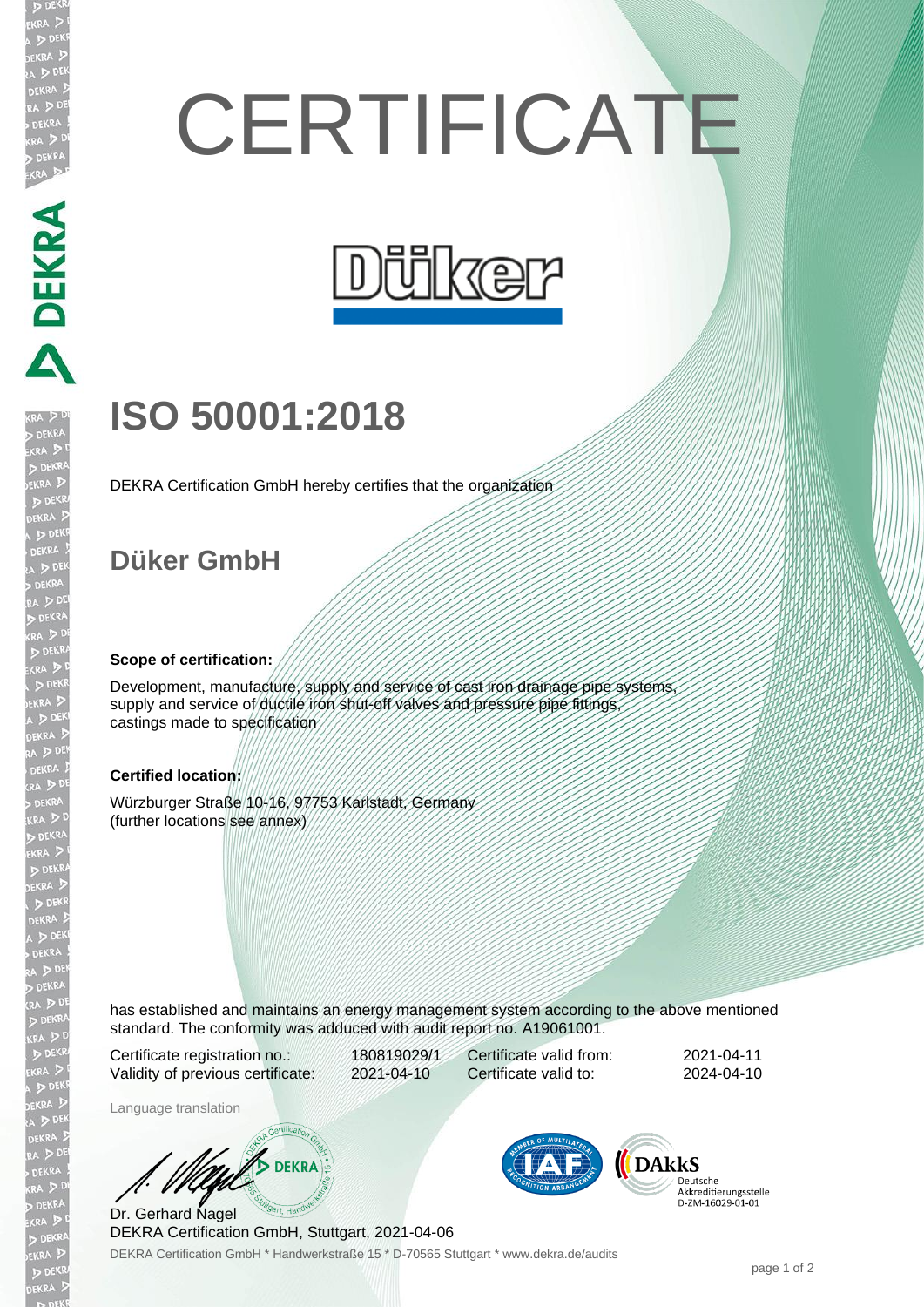# CERTIFICATE

Düker

# ISO 50001:2018

DEKRA Certification GmbH hereby certifies that the organization

## Düker GmbH

**Scope of certification:**

Development, manufacture, supply and service of cast iron drainage pipe systems, supply and service of ductile iron shut-off valves and pressure pipe fittings, castings made to specification

**Certified location:**

Würzburger Straße 10-16, 97753 Karlstadt, Germany
(further locations see annex)

has established and maintains an energy management system according to the above mentioned standard. The conformity was adduced with audit report no. A19061001.

| | | | |
|---|---|---|---|
| Certificate registration no.: | 180819029/1 | Certificate valid from: | 2021-04-11 |
| Validity of previous certificate: | 2021-04-10 | Certificate valid to: | 2024-04-10 |

Language translation

Dr. Gerhard Nagel
DEKRA Certification GmbH, Stuttgart, 2021-04-06

DEKRA Certification GmbH * Handwerkstraße 15 * D-70565 Stuttgart * www.dekra.de/audits

DAkkS Deutsche Akkreditierungsstelle D-ZM-16029-01-01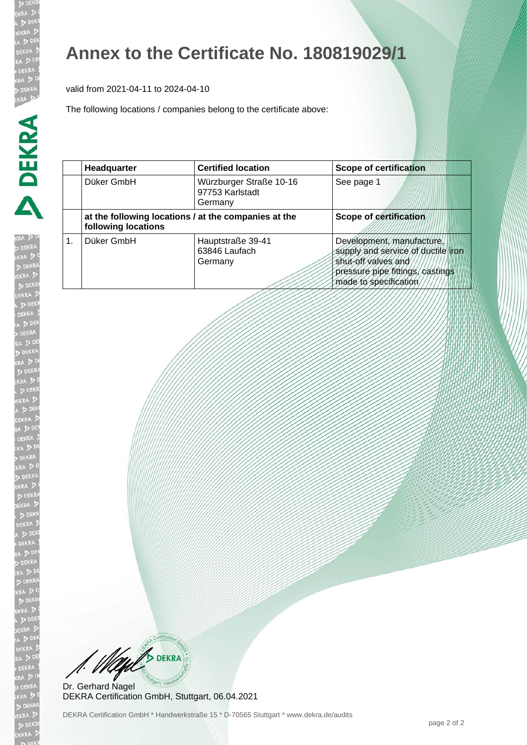# Annex to the Certificate No. 180819029/1

valid from 2021-04-11 to 2024-04-10

The following locations / companies belong to the certificate above:

| | Headquarter | Certified location | Scope of certification |
|---|---|---|---|
| | Düker GmbH | Würzburger Straße 10-16<br>97753 Karlstadt<br>Germany | See page 1 |
| | **at the following locations / at the companies at the following locations** | | **Scope of certification** |
| 1. | Düker GmbH | Hauptstraße 39-41<br>63846 Laufach<br>Germany | Development, manufacture, supply and service of ductile iron shut-off valves and pressure pipe fittings, castings made to specification |

Dr. Gerhard Nagel
DEKRA Certification GmbH, Stuttgart, 06.04.2021

DEKRA Certification GmbH * Handwerkstraße 15 * D-70565 Stuttgart * www.dekra.de/audits